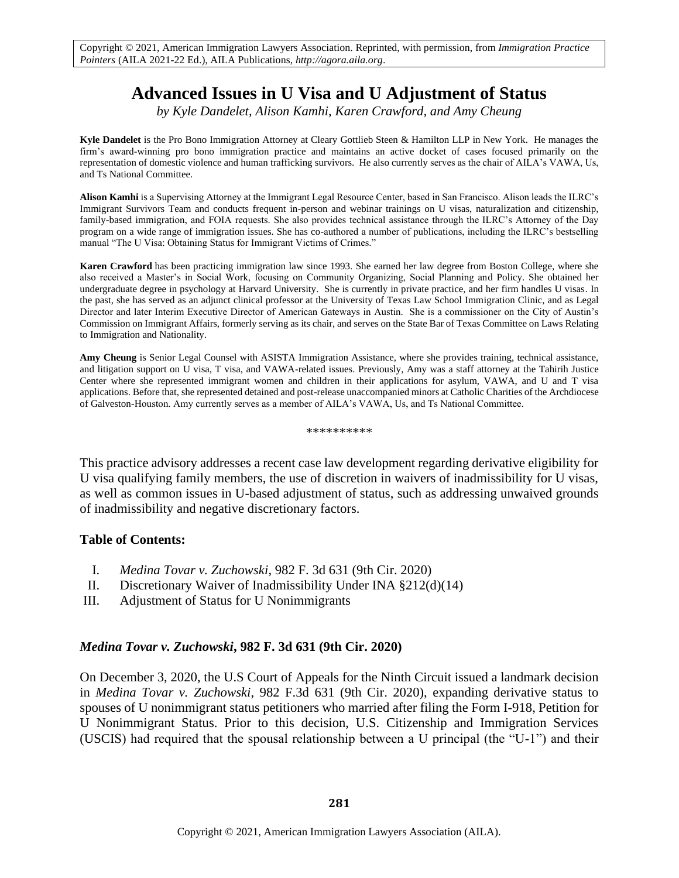Copyright © 2021, American Immigration Lawyers Association. Reprinted, with permission, from *Immigration Practice Pointers* (AILA 2021-22 Ed.), AILA Publications, *http://agora.aila.org*.

# Advanced Issues in U Visa and U Adjustment of Status

*by Kyle Dandelet, Alison Kamhi, Karen Crawford, and Amy Cheung*

**Kyle Dandelet** is the Pro Bono Immigration Attorney at Cleary Gottlieb Steen & Hamilton LLP in New York. He manages the firm's award-winning pro bono immigration practice and maintains an active docket of cases focused primarily on the representation of domestic violence and human trafficking survivors. He also currently serves as the chair of AILA's VAWA, Us, and Ts National Committee.

**Alison Kamhi** is a Supervising Attorney at the Immigrant Legal Resource Center, based in San Francisco. Alison leads the ILRC's Immigrant Survivors Team and conducts frequent in-person and webinar trainings on U visas, naturalization and citizenship, family-based immigration, and FOIA requests. She also provides technical assistance through the ILRC's Attorney of the Day program on a wide range of immigration issues. She has co-authored a number of publications, including the ILRC's bestselling manual "The U Visa: Obtaining Status for Immigrant Victims of Crimes."

**Karen Crawford** has been practicing immigration law since 1993. She earned her law degree from Boston College, where she also received a Master's in Social Work, focusing on Community Organizing, Social Planning and Policy. She obtained her undergraduate degree in psychology at Harvard University. She is currently in private practice, and her firm handles U visas. In the past, she has served as an adjunct clinical professor at the University of Texas Law School Immigration Clinic, and as Legal Director and later Interim Executive Director of American Gateways in Austin. She is a commissioner on the City of Austin's Commission on Immigrant Affairs, formerly serving as its chair, and serves on the State Bar of Texas Committee on Laws Relating to Immigration and Nationality.

**Amy Cheung** is Senior Legal Counsel with ASISTA Immigration Assistance, where she provides training, technical assistance, and litigation support on U visa, T visa, and VAWA-related issues. Previously, Amy was a staff attorney at the Tahirih Justice Center where she represented immigrant women and children in their applications for asylum, VAWA, and U and T visa applications. Before that, she represented detained and post-release unaccompanied minors at Catholic Charities of the Archdiocese of Galveston-Houston. Amy currently serves as a member of AILA's VAWA, Us, and Ts National Committee.

**********

This practice advisory addresses a recent case law development regarding derivative eligibility for U visa qualifying family members, the use of discretion in waivers of inadmissibility for U visas, as well as common issues in U-based adjustment of status, such as addressing unwaived grounds of inadmissibility and negative discretionary factors.

**Table of Contents:**

I. *Medina Tovar v. Zuchowski*, 982 F. 3d 631 (9th Cir. 2020)
II. Discretionary Waiver of Inadmissibility Under INA §212(d)(14)
III. Adjustment of Status for U Nonimmigrants

## *Medina Tovar v. Zuchowski*, 982 F. 3d 631 (9th Cir. 2020)

On December 3, 2020, the U.S Court of Appeals for the Ninth Circuit issued a landmark decision in *Medina Tovar v. Zuchowski*, 982 F.3d 631 (9th Cir. 2020), expanding derivative status to spouses of U nonimmigrant status petitioners who married after filing the Form I-918, Petition for U Nonimmigrant Status. Prior to this decision, U.S. Citizenship and Immigration Services (USCIS) had required that the spousal relationship between a U principal (the "U-1") and their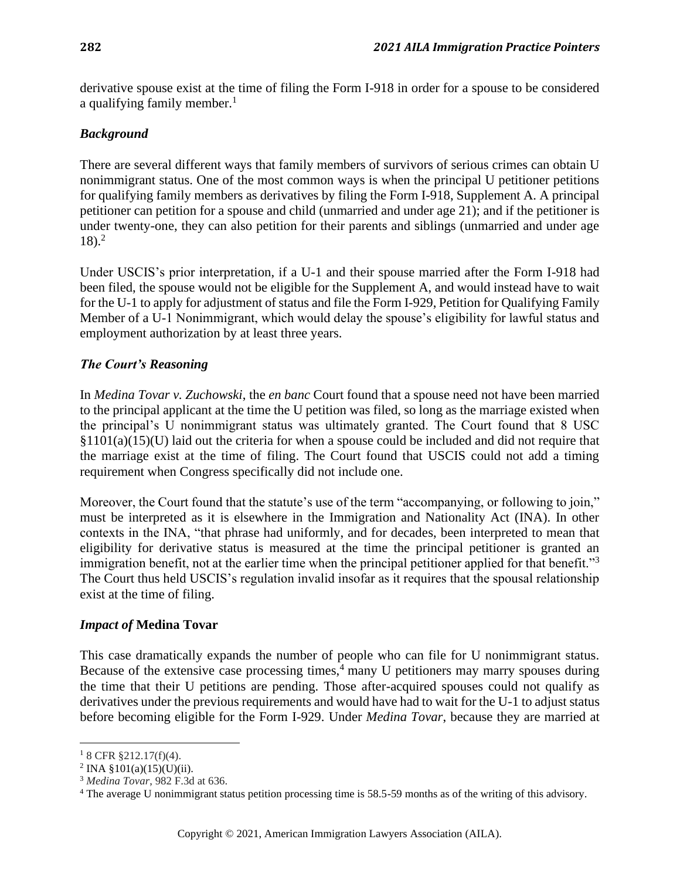derivative spouse exist at the time of filing the Form I-918 in order for a spouse to be considered a qualifying family member.[1]

### *Background*

There are several different ways that family members of survivors of serious crimes can obtain U nonimmigrant status. One of the most common ways is when the principal U petitioner petitions for qualifying family members as derivatives by filing the Form I-918, Supplement A. A principal petitioner can petition for a spouse and child (unmarried and under age 21); and if the petitioner is under twenty-one, they can also petition for their parents and siblings (unmarried and under age 18).[2]

Under USCIS's prior interpretation, if a U-1 and their spouse married after the Form I-918 had been filed, the spouse would not be eligible for the Supplement A, and would instead have to wait for the U-1 to apply for adjustment of status and file the Form I-929, Petition for Qualifying Family Member of a U-1 Nonimmigrant, which would delay the spouse's eligibility for lawful status and employment authorization by at least three years.

### *The Court's Reasoning*

In *Medina Tovar v. Zuchowski*, the *en banc* Court found that a spouse need not have been married to the principal applicant at the time the U petition was filed, so long as the marriage existed when the principal's U nonimmigrant status was ultimately granted. The Court found that 8 USC §1101(a)(15)(U) laid out the criteria for when a spouse could be included and did not require that the marriage exist at the time of filing. The Court found that USCIS could not add a timing requirement when Congress specifically did not include one.

Moreover, the Court found that the statute's use of the term "accompanying, or following to join," must be interpreted as it is elsewhere in the Immigration and Nationality Act (INA). In other contexts in the INA, "that phrase had uniformly, and for decades, been interpreted to mean that eligibility for derivative status is measured at the time the principal petitioner is granted an immigration benefit, not at the earlier time when the principal petitioner applied for that benefit."[3] The Court thus held USCIS's regulation invalid insofar as it requires that the spousal relationship exist at the time of filing.

### *Impact of* **Medina Tovar**

This case dramatically expands the number of people who can file for U nonimmigrant status. Because of the extensive case processing times,[4] many U petitioners may marry spouses during the time that their U petitions are pending. Those after-acquired spouses could not qualify as derivatives under the previous requirements and would have had to wait for the U-1 to adjust status before becoming eligible for the Form I-929. Under *Medina Tovar*, because they are married at

---

[1] 8 CFR §212.17(f)(4).

[2] INA §101(a)(15)(U)(ii).

[3] *Medina Tovar*, 982 F.3d at 636.

[4] The average U nonimmigrant status petition processing time is 58.5-59 months as of the writing of this advisory.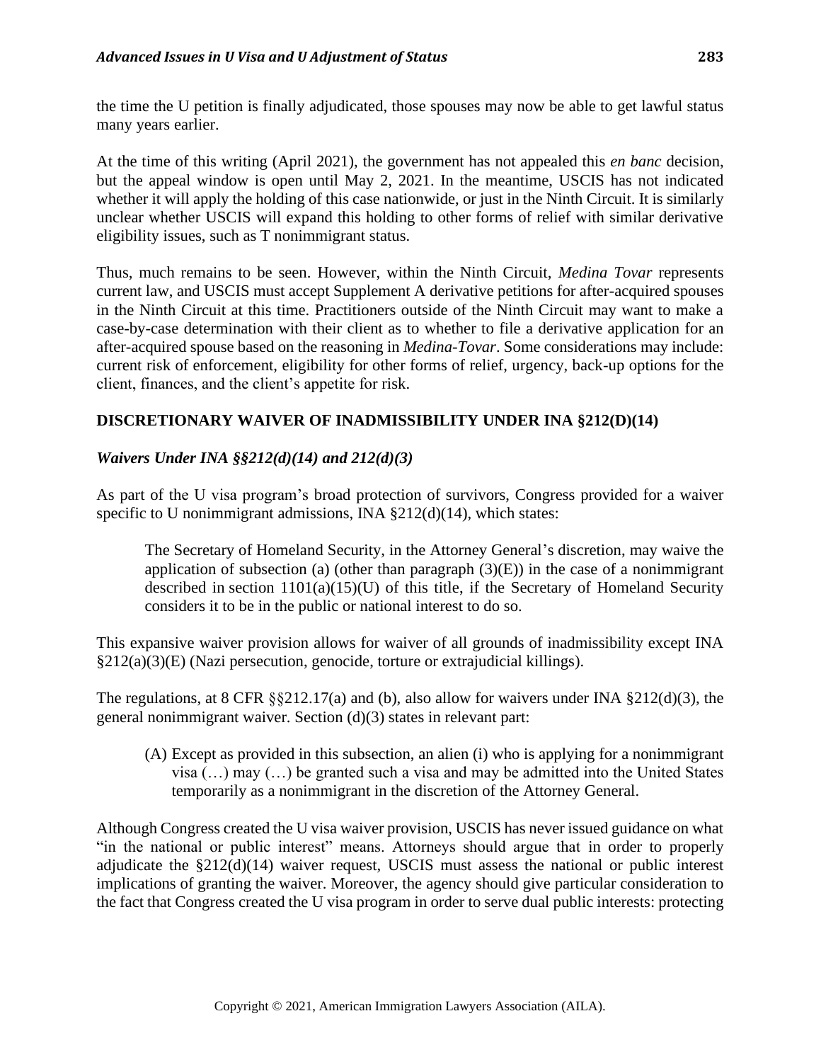the time the U petition is finally adjudicated, those spouses may now be able to get lawful status many years earlier.

At the time of this writing (April 2021), the government has not appealed this *en banc* decision, but the appeal window is open until May 2, 2021. In the meantime, USCIS has not indicated whether it will apply the holding of this case nationwide, or just in the Ninth Circuit. It is similarly unclear whether USCIS will expand this holding to other forms of relief with similar derivative eligibility issues, such as T nonimmigrant status.

Thus, much remains to be seen. However, within the Ninth Circuit, *Medina Tovar* represents current law, and USCIS must accept Supplement A derivative petitions for after-acquired spouses in the Ninth Circuit at this time. Practitioners outside of the Ninth Circuit may want to make a case-by-case determination with their client as to whether to file a derivative application for an after-acquired spouse based on the reasoning in *Medina-Tovar*. Some considerations may include: current risk of enforcement, eligibility for other forms of relief, urgency, back-up options for the client, finances, and the client's appetite for risk.

## DISCRETIONARY WAIVER OF INADMISSIBILITY UNDER INA §212(D)(14)

### *Waivers Under INA §§212(d)(14) and 212(d)(3)*

As part of the U visa program's broad protection of survivors, Congress provided for a waiver specific to U nonimmigrant admissions, INA §212(d)(14), which states:

> The Secretary of Homeland Security, in the Attorney General's discretion, may waive the application of subsection (a) (other than paragraph (3)(E)) in the case of a nonimmigrant described in section 1101(a)(15)(U) of this title, if the Secretary of Homeland Security considers it to be in the public or national interest to do so.

This expansive waiver provision allows for waiver of all grounds of inadmissibility except INA §212(a)(3)(E) (Nazi persecution, genocide, torture or extrajudicial killings).

The regulations, at 8 CFR §§212.17(a) and (b), also allow for waivers under INA §212(d)(3), the general nonimmigrant waiver. Section (d)(3) states in relevant part:

> (A) Except as provided in this subsection, an alien (i) who is applying for a nonimmigrant visa (…) may (…) be granted such a visa and may be admitted into the United States temporarily as a nonimmigrant in the discretion of the Attorney General.

Although Congress created the U visa waiver provision, USCIS has never issued guidance on what "in the national or public interest" means. Attorneys should argue that in order to properly adjudicate the §212(d)(14) waiver request, USCIS must assess the national or public interest implications of granting the waiver. Moreover, the agency should give particular consideration to the fact that Congress created the U visa program in order to serve dual public interests: protecting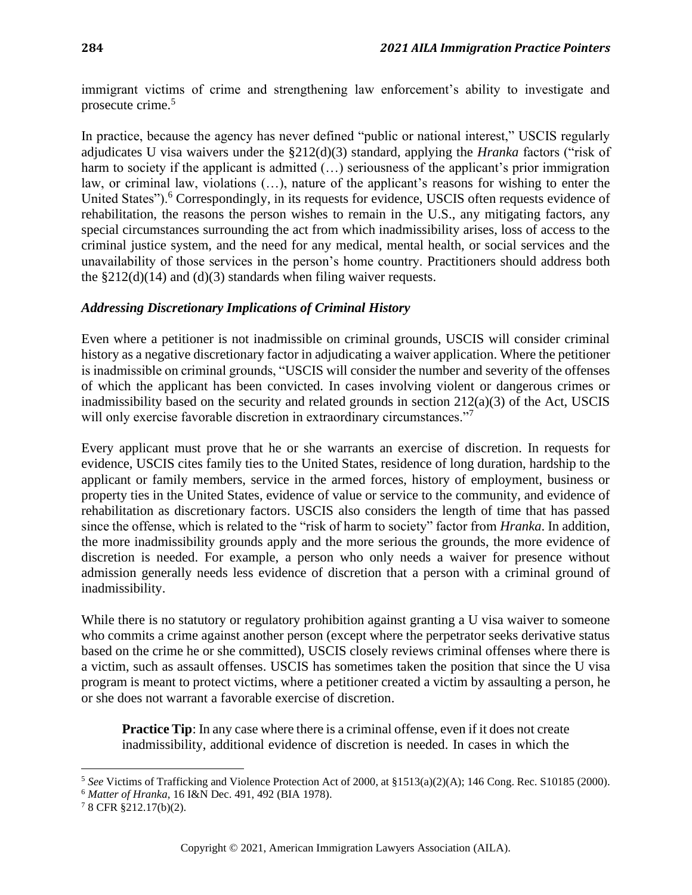immigrant victims of crime and strengthening law enforcement's ability to investigate and prosecute crime.[5]

In practice, because the agency has never defined "public or national interest," USCIS regularly adjudicates U visa waivers under the §212(d)(3) standard, applying the *Hranka* factors ("risk of harm to society if the applicant is admitted (…) seriousness of the applicant's prior immigration law, or criminal law, violations (…), nature of the applicant's reasons for wishing to enter the United States").[6] Correspondingly, in its requests for evidence, USCIS often requests evidence of rehabilitation, the reasons the person wishes to remain in the U.S., any mitigating factors, any special circumstances surrounding the act from which inadmissibility arises, loss of access to the criminal justice system, and the need for any medical, mental health, or social services and the unavailability of those services in the person's home country. Practitioners should address both the §212(d)(14) and (d)(3) standards when filing waiver requests.

### *Addressing Discretionary Implications of Criminal History*

Even where a petitioner is not inadmissible on criminal grounds, USCIS will consider criminal history as a negative discretionary factor in adjudicating a waiver application. Where the petitioner is inadmissible on criminal grounds, "USCIS will consider the number and severity of the offenses of which the applicant has been convicted. In cases involving violent or dangerous crimes or inadmissibility based on the security and related grounds in section 212(a)(3) of the Act, USCIS will only exercise favorable discretion in extraordinary circumstances."[7]

Every applicant must prove that he or she warrants an exercise of discretion. In requests for evidence, USCIS cites family ties to the United States, residence of long duration, hardship to the applicant or family members, service in the armed forces, history of employment, business or property ties in the United States, evidence of value or service to the community, and evidence of rehabilitation as discretionary factors. USCIS also considers the length of time that has passed since the offense, which is related to the "risk of harm to society" factor from *Hranka*. In addition, the more inadmissibility grounds apply and the more serious the grounds, the more evidence of discretion is needed. For example, a person who only needs a waiver for presence without admission generally needs less evidence of discretion that a person with a criminal ground of inadmissibility.

While there is no statutory or regulatory prohibition against granting a U visa waiver to someone who commits a crime against another person (except where the perpetrator seeks derivative status based on the crime he or she committed), USCIS closely reviews criminal offenses where there is a victim, such as assault offenses. USCIS has sometimes taken the position that since the U visa program is meant to protect victims, where a petitioner created a victim by assaulting a person, he or she does not warrant a favorable exercise of discretion.

> **Practice Tip**: In any case where there is a criminal offense, even if it does not create inadmissibility, additional evidence of discretion is needed. In cases in which the

---

[5] *See* Victims of Trafficking and Violence Protection Act of 2000, at §1513(a)(2)(A); 146 Cong. Rec. S10185 (2000).

[6] *Matter of Hranka*, 16 I&N Dec. 491, 492 (BIA 1978).

[7] 8 CFR §212.17(b)(2).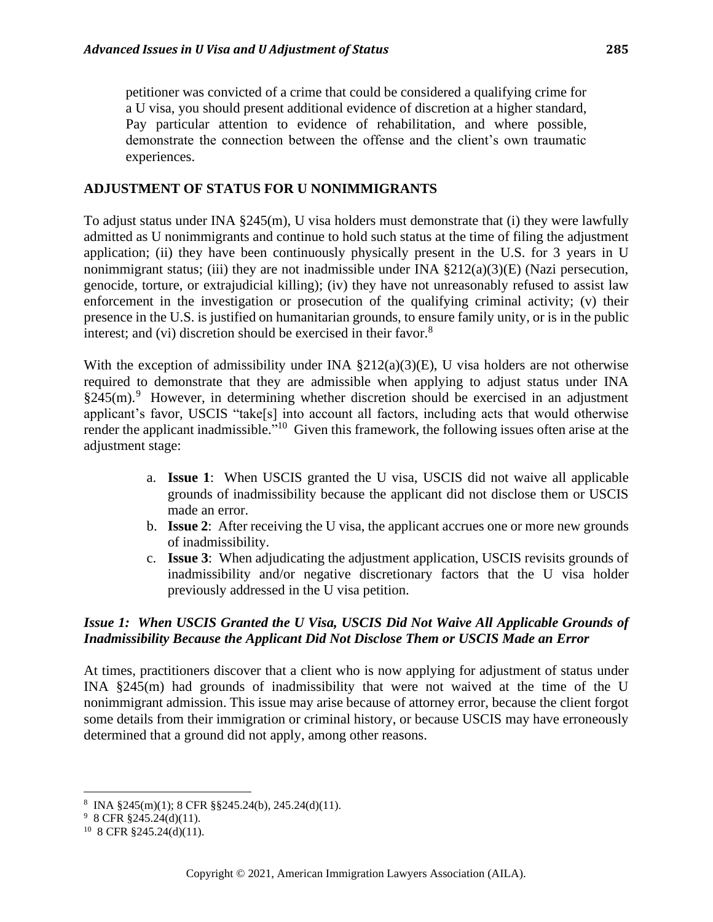petitioner was convicted of a crime that could be considered a qualifying crime for a U visa, you should present additional evidence of discretion at a higher standard, Pay particular attention to evidence of rehabilitation, and where possible, demonstrate the connection between the offense and the client's own traumatic experiences.

## ADJUSTMENT OF STATUS FOR U NONIMMIGRANTS

To adjust status under INA §245(m), U visa holders must demonstrate that (i) they were lawfully admitted as U nonimmigrants and continue to hold such status at the time of filing the adjustment application; (ii) they have been continuously physically present in the U.S. for 3 years in U nonimmigrant status; (iii) they are not inadmissible under INA §212(a)(3)(E) (Nazi persecution, genocide, torture, or extrajudicial killing); (iv) they have not unreasonably refused to assist law enforcement in the investigation or prosecution of the qualifying criminal activity; (v) their presence in the U.S. is justified on humanitarian grounds, to ensure family unity, or is in the public interest; and (vi) discretion should be exercised in their favor.[8]

With the exception of admissibility under INA §212(a)(3)(E), U visa holders are not otherwise required to demonstrate that they are admissible when applying to adjust status under INA §245(m).[9] However, in determining whether discretion should be exercised in an adjustment applicant's favor, USCIS "take[s] into account all factors, including acts that would otherwise render the applicant inadmissible."[10] Given this framework, the following issues often arise at the adjustment stage:

a. **Issue 1**: When USCIS granted the U visa, USCIS did not waive all applicable grounds of inadmissibility because the applicant did not disclose them or USCIS made an error.
b. **Issue 2**: After receiving the U visa, the applicant accrues one or more new grounds of inadmissibility.
c. **Issue 3**: When adjudicating the adjustment application, USCIS revisits grounds of inadmissibility and/or negative discretionary factors that the U visa holder previously addressed in the U visa petition.

### *Issue 1: When USCIS Granted the U Visa, USCIS Did Not Waive All Applicable Grounds of Inadmissibility Because the Applicant Did Not Disclose Them or USCIS Made an Error*

At times, practitioners discover that a client who is now applying for adjustment of status under INA §245(m) had grounds of inadmissibility that were not waived at the time of the U nonimmigrant admission. This issue may arise because of attorney error, because the client forgot some details from their immigration or criminal history, or because USCIS may have erroneously determined that a ground did not apply, among other reasons.

---

[8] INA §245(m)(1); 8 CFR §§245.24(b), 245.24(d)(11).

[9] 8 CFR §245.24(d)(11).

[10] 8 CFR §245.24(d)(11).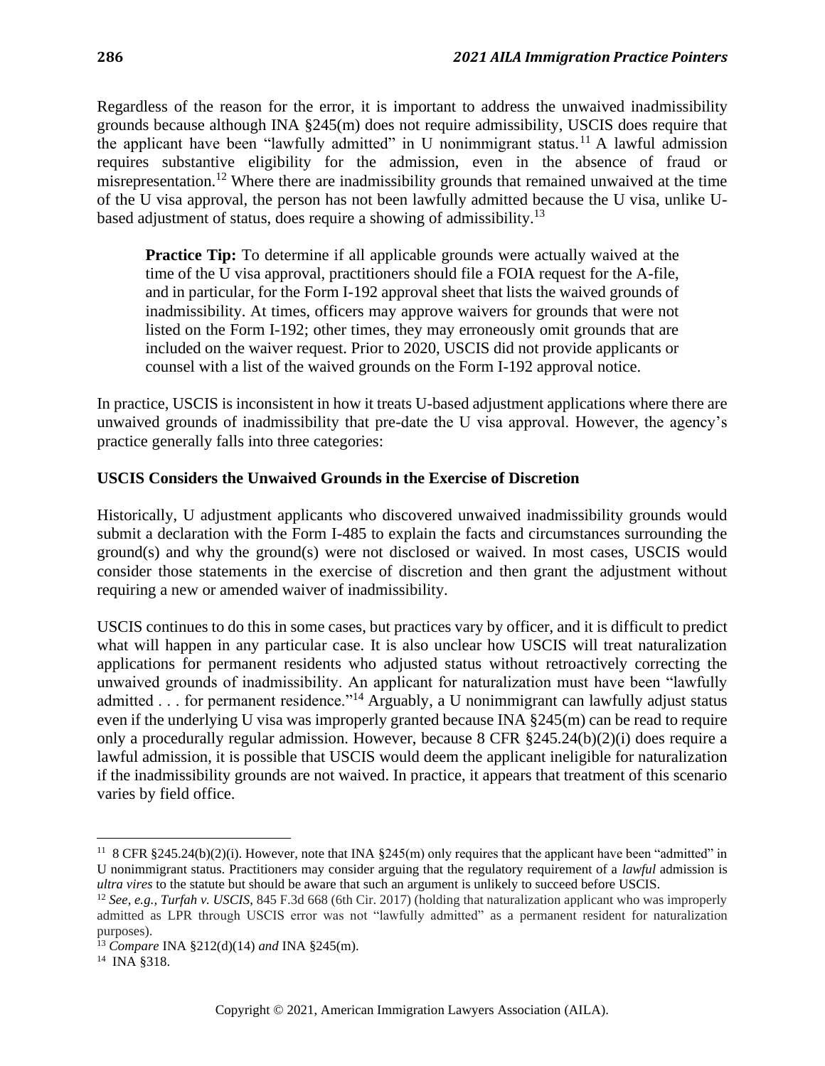Regardless of the reason for the error, it is important to address the unwaived inadmissibility grounds because although INA §245(m) does not require admissibility, USCIS does require that the applicant have been "lawfully admitted" in U nonimmigrant status.[11] A lawful admission requires substantive eligibility for the admission, even in the absence of fraud or misrepresentation.[12] Where there are inadmissibility grounds that remained unwaived at the time of the U visa approval, the person has not been lawfully admitted because the U visa, unlike U-based adjustment of status, does require a showing of admissibility.[13]

> **Practice Tip:** To determine if all applicable grounds were actually waived at the time of the U visa approval, practitioners should file a FOIA request for the A-file, and in particular, for the Form I-192 approval sheet that lists the waived grounds of inadmissibility. At times, officers may approve waivers for grounds that were not listed on the Form I-192; other times, they may erroneously omit grounds that are included on the waiver request. Prior to 2020, USCIS did not provide applicants or counsel with a list of the waived grounds on the Form I-192 approval notice.

In practice, USCIS is inconsistent in how it treats U-based adjustment applications where there are unwaived grounds of inadmissibility that pre-date the U visa approval. However, the agency's practice generally falls into three categories:

**USCIS Considers the Unwaived Grounds in the Exercise of Discretion**

Historically, U adjustment applicants who discovered unwaived inadmissibility grounds would submit a declaration with the Form I-485 to explain the facts and circumstances surrounding the ground(s) and why the ground(s) were not disclosed or waived. In most cases, USCIS would consider those statements in the exercise of discretion and then grant the adjustment without requiring a new or amended waiver of inadmissibility.

USCIS continues to do this in some cases, but practices vary by officer, and it is difficult to predict what will happen in any particular case. It is also unclear how USCIS will treat naturalization applications for permanent residents who adjusted status without retroactively correcting the unwaived grounds of inadmissibility. An applicant for naturalization must have been "lawfully admitted . . . for permanent residence."[14] Arguably, a U nonimmigrant can lawfully adjust status even if the underlying U visa was improperly granted because INA §245(m) can be read to require only a procedurally regular admission. However, because 8 CFR §245.24(b)(2)(i) does require a lawful admission, it is possible that USCIS would deem the applicant ineligible for naturalization if the inadmissibility grounds are not waived. In practice, it appears that treatment of this scenario varies by field office.

---

[11] 8 CFR §245.24(b)(2)(i). However, note that INA §245(m) only requires that the applicant have been "admitted" in U nonimmigrant status. Practitioners may consider arguing that the regulatory requirement of a *lawful* admission is *ultra vires* to the statute but should be aware that such an argument is unlikely to succeed before USCIS.

[12] *See, e.g., Turfah v. USCIS*, 845 F.3d 668 (6th Cir. 2017) (holding that naturalization applicant who was improperly admitted as LPR through USCIS error was not "lawfully admitted" as a permanent resident for naturalization purposes).

[13] *Compare* INA §212(d)(14) *and* INA §245(m).

[14] INA §318.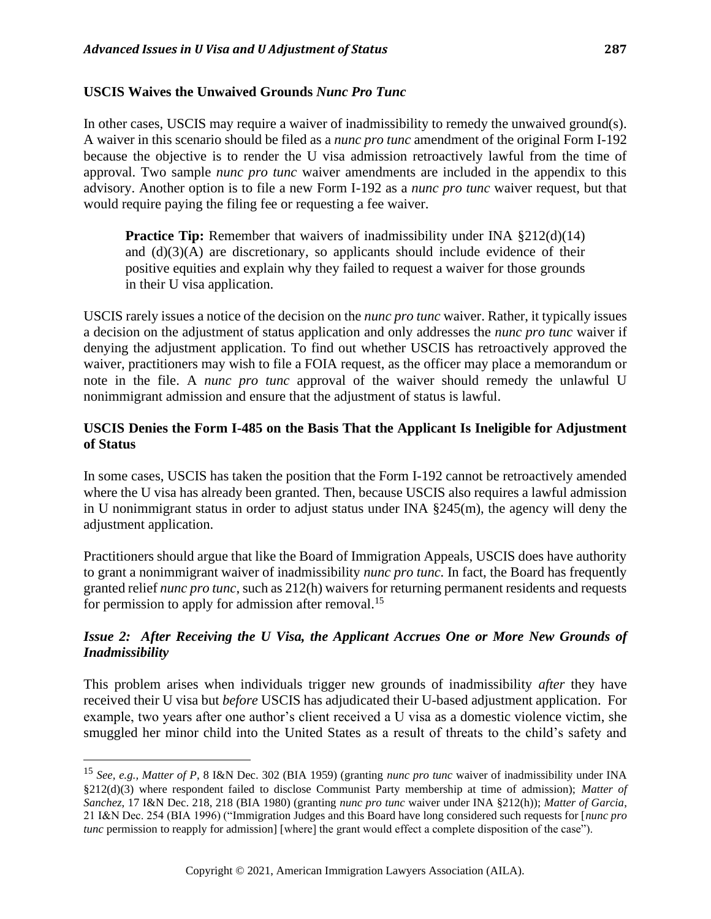### USCIS Waives the Unwaived Grounds *Nunc Pro Tunc*

In other cases, USCIS may require a waiver of inadmissibility to remedy the unwaived ground(s). A waiver in this scenario should be filed as a *nunc pro tunc* amendment of the original Form I-192 because the objective is to render the U visa admission retroactively lawful from the time of approval. Two sample *nunc pro tunc* waiver amendments are included in the appendix to this advisory. Another option is to file a new Form I-192 as a *nunc pro tunc* waiver request, but that would require paying the filing fee or requesting a fee waiver.

> **Practice Tip:** Remember that waivers of inadmissibility under INA §212(d)(14) and (d)(3)(A) are discretionary, so applicants should include evidence of their positive equities and explain why they failed to request a waiver for those grounds in their U visa application.

USCIS rarely issues a notice of the decision on the *nunc pro tunc* waiver. Rather, it typically issues a decision on the adjustment of status application and only addresses the *nunc pro tunc* waiver if denying the adjustment application. To find out whether USCIS has retroactively approved the waiver, practitioners may wish to file a FOIA request, as the officer may place a memorandum or note in the file. A *nunc pro tunc* approval of the waiver should remedy the unlawful U nonimmigrant admission and ensure that the adjustment of status is lawful.

### USCIS Denies the Form I-485 on the Basis That the Applicant Is Ineligible for Adjustment of Status

In some cases, USCIS has taken the position that the Form I-192 cannot be retroactively amended where the U visa has already been granted. Then, because USCIS also requires a lawful admission in U nonimmigrant status in order to adjust status under INA §245(m), the agency will deny the adjustment application.

Practitioners should argue that like the Board of Immigration Appeals, USCIS does have authority to grant a nonimmigrant waiver of inadmissibility *nunc pro tunc*. In fact, the Board has frequently granted relief *nunc pro tunc*, such as 212(h) waivers for returning permanent residents and requests for permission to apply for admission after removal.[15]

### *Issue 2: After Receiving the U Visa, the Applicant Accrues One or More New Grounds of Inadmissibility*

This problem arises when individuals trigger new grounds of inadmissibility *after* they have received their U visa but *before* USCIS has adjudicated their U-based adjustment application. For example, two years after one author's client received a U visa as a domestic violence victim, she smuggled her minor child into the United States as a result of threats to the child's safety and

[15] *See, e.g.*, *Matter of P*, 8 I&N Dec. 302 (BIA 1959) (granting *nunc pro tunc* waiver of inadmissibility under INA §212(d)(3) where respondent failed to disclose Communist Party membership at time of admission); *Matter of Sanchez*, 17 I&N Dec. 218, 218 (BIA 1980) (granting *nunc pro tunc* waiver under INA §212(h)); *Matter of Garcia*, 21 I&N Dec. 254 (BIA 1996) ("Immigration Judges and this Board have long considered such requests for [*nunc pro tunc* permission to reapply for admission] [where] the grant would effect a complete disposition of the case").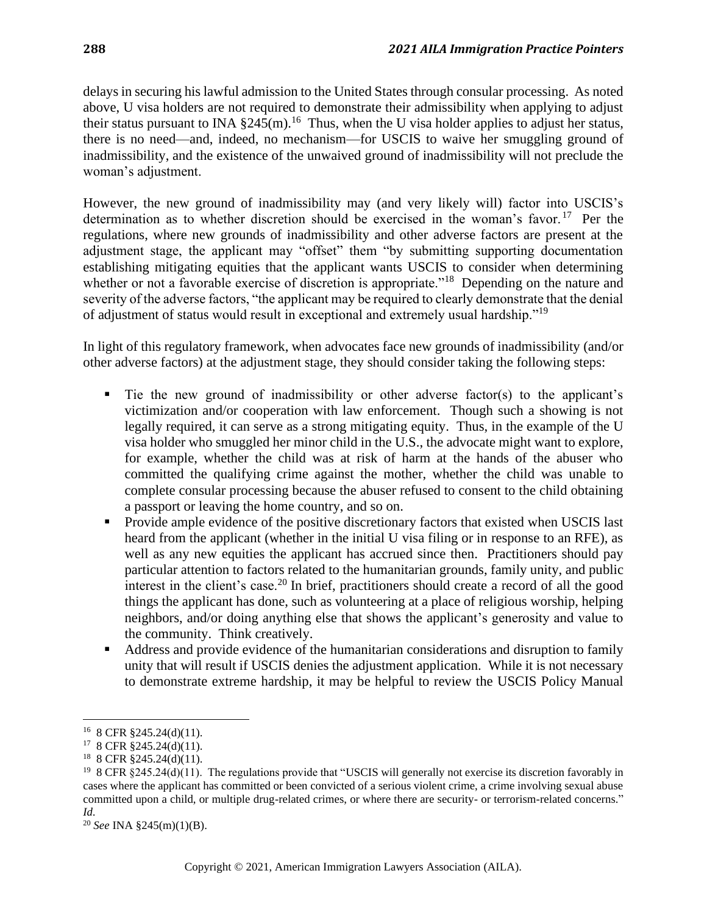delays in securing his lawful admission to the United States through consular processing. As noted above, U visa holders are not required to demonstrate their admissibility when applying to adjust their status pursuant to INA §245(m).[16] Thus, when the U visa holder applies to adjust her status, there is no need—and, indeed, no mechanism—for USCIS to waive her smuggling ground of inadmissibility, and the existence of the unwaived ground of inadmissibility will not preclude the woman's adjustment.

However, the new ground of inadmissibility may (and very likely will) factor into USCIS's determination as to whether discretion should be exercised in the woman's favor.[17] Per the regulations, where new grounds of inadmissibility and other adverse factors are present at the adjustment stage, the applicant may "offset" them "by submitting supporting documentation establishing mitigating equities that the applicant wants USCIS to consider when determining whether or not a favorable exercise of discretion is appropriate."[18] Depending on the nature and severity of the adverse factors, "the applicant may be required to clearly demonstrate that the denial of adjustment of status would result in exceptional and extremely usual hardship."[19]

In light of this regulatory framework, when advocates face new grounds of inadmissibility (and/or other adverse factors) at the adjustment stage, they should consider taking the following steps:

- Tie the new ground of inadmissibility or other adverse factor(s) to the applicant's victimization and/or cooperation with law enforcement. Though such a showing is not legally required, it can serve as a strong mitigating equity. Thus, in the example of the U visa holder who smuggled her minor child in the U.S., the advocate might want to explore, for example, whether the child was at risk of harm at the hands of the abuser who committed the qualifying crime against the mother, whether the child was unable to complete consular processing because the abuser refused to consent to the child obtaining a passport or leaving the home country, and so on.
- Provide ample evidence of the positive discretionary factors that existed when USCIS last heard from the applicant (whether in the initial U visa filing or in response to an RFE), as well as any new equities the applicant has accrued since then. Practitioners should pay particular attention to factors related to the humanitarian grounds, family unity, and public interest in the client's case.[20] In brief, practitioners should create a record of all the good things the applicant has done, such as volunteering at a place of religious worship, helping neighbors, and/or doing anything else that shows the applicant's generosity and value to the community. Think creatively.
- Address and provide evidence of the humanitarian considerations and disruption to family unity that will result if USCIS denies the adjustment application. While it is not necessary to demonstrate extreme hardship, it may be helpful to review the USCIS Policy Manual

---

[16] 8 CFR §245.24(d)(11).

[17] 8 CFR §245.24(d)(11).

[18] 8 CFR §245.24(d)(11).

[19] 8 CFR §245.24(d)(11). The regulations provide that "USCIS will generally not exercise its discretion favorably in cases where the applicant has committed or been convicted of a serious violent crime, a crime involving sexual abuse committed upon a child, or multiple drug-related crimes, or where there are security- or terrorism-related concerns." *Id.*

[20] *See* INA §245(m)(1)(B).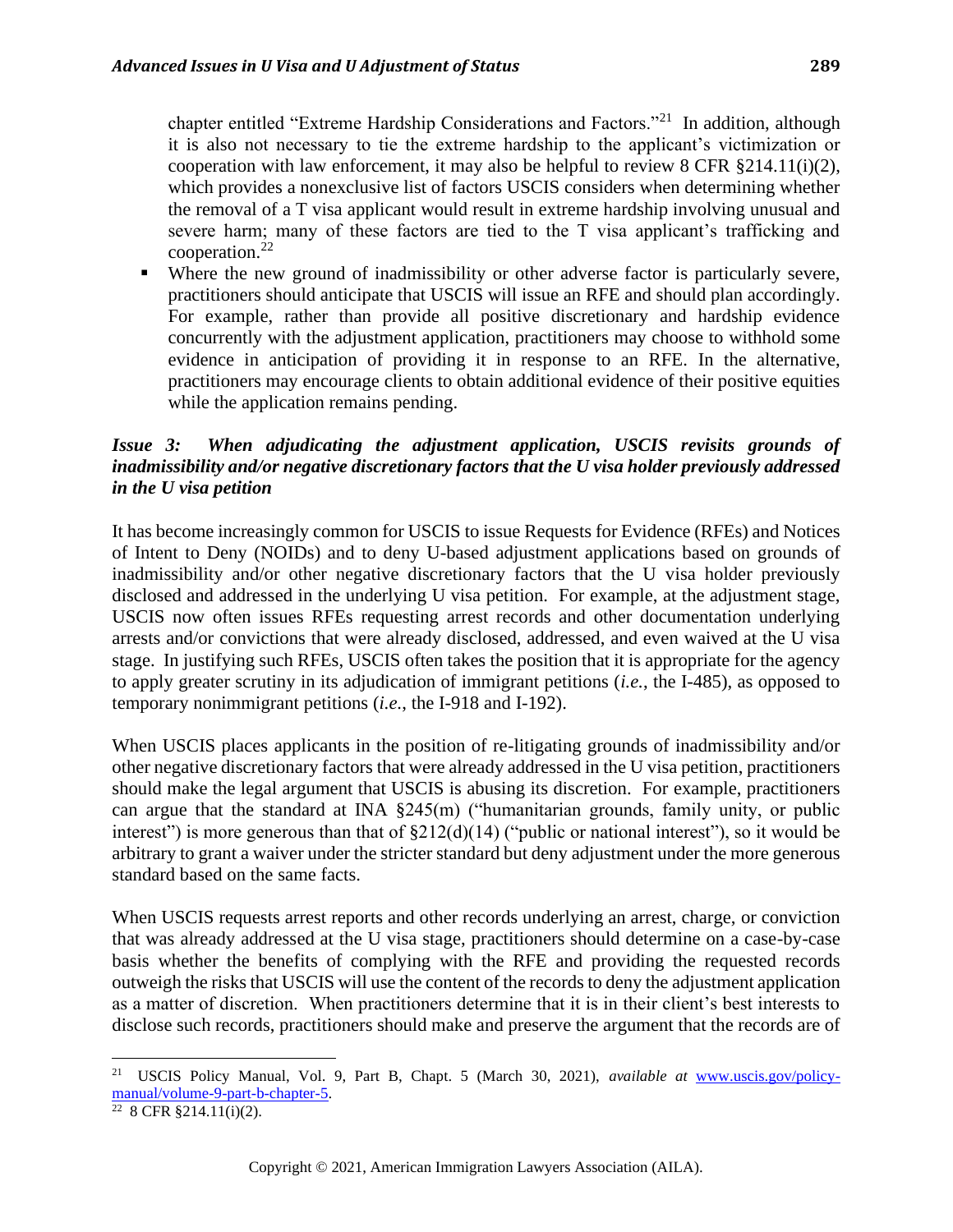chapter entitled "Extreme Hardship Considerations and Factors."[21] In addition, although it is also not necessary to tie the extreme hardship to the applicant's victimization or cooperation with law enforcement, it may also be helpful to review 8 CFR §214.11(i)(2), which provides a nonexclusive list of factors USCIS considers when determining whether the removal of a T visa applicant would result in extreme hardship involving unusual and severe harm; many of these factors are tied to the T visa applicant's trafficking and cooperation.[22]

- Where the new ground of inadmissibility or other adverse factor is particularly severe, practitioners should anticipate that USCIS will issue an RFE and should plan accordingly. For example, rather than provide all positive discretionary and hardship evidence concurrently with the adjustment application, practitioners may choose to withhold some evidence in anticipation of providing it in response to an RFE. In the alternative, practitioners may encourage clients to obtain additional evidence of their positive equities while the application remains pending.

***Issue 3: When adjudicating the adjustment application, USCIS revisits grounds of inadmissibility and/or negative discretionary factors that the U visa holder previously addressed in the U visa petition***

It has become increasingly common for USCIS to issue Requests for Evidence (RFEs) and Notices of Intent to Deny (NOIDs) and to deny U-based adjustment applications based on grounds of inadmissibility and/or other negative discretionary factors that the U visa holder previously disclosed and addressed in the underlying U visa petition. For example, at the adjustment stage, USCIS now often issues RFEs requesting arrest records and other documentation underlying arrests and/or convictions that were already disclosed, addressed, and even waived at the U visa stage. In justifying such RFEs, USCIS often takes the position that it is appropriate for the agency to apply greater scrutiny in its adjudication of immigrant petitions (*i.e.*, the I-485), as opposed to temporary nonimmigrant petitions (*i.e.*, the I-918 and I-192).

When USCIS places applicants in the position of re-litigating grounds of inadmissibility and/or other negative discretionary factors that were already addressed in the U visa petition, practitioners should make the legal argument that USCIS is abusing its discretion. For example, practitioners can argue that the standard at INA §245(m) ("humanitarian grounds, family unity, or public interest") is more generous than that of §212(d)(14) ("public or national interest"), so it would be arbitrary to grant a waiver under the stricter standard but deny adjustment under the more generous standard based on the same facts.

When USCIS requests arrest reports and other records underlying an arrest, charge, or conviction that was already addressed at the U visa stage, practitioners should determine on a case-by-case basis whether the benefits of complying with the RFE and providing the requested records outweigh the risks that USCIS will use the content of the records to deny the adjustment application as a matter of discretion. When practitioners determine that it is in their client's best interests to disclose such records, practitioners should make and preserve the argument that the records are of

---

[21] USCIS Policy Manual, Vol. 9, Part B, Chapt. 5 (March 30, 2021), *available at* [www.uscis.gov/policy-manual/volume-9-part-b-chapter-5](www.uscis.gov/policy-manual/volume-9-part-b-chapter-5).

[22] 8 CFR §214.11(i)(2).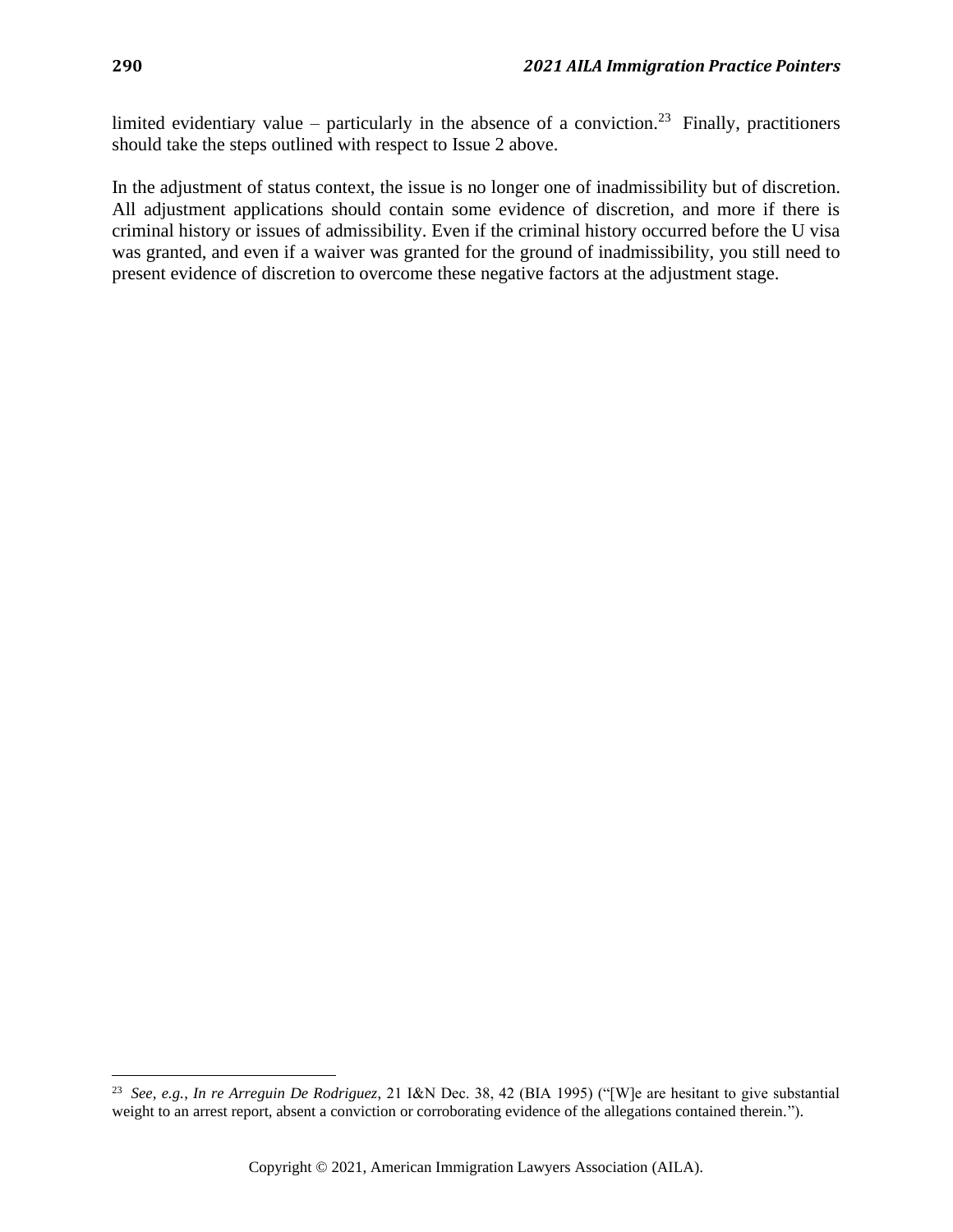limited evidentiary value – particularly in the absence of a conviction.[23] Finally, practitioners should take the steps outlined with respect to Issue 2 above.

In the adjustment of status context, the issue is no longer one of inadmissibility but of discretion. All adjustment applications should contain some evidence of discretion, and more if there is criminal history or issues of admissibility. Even if the criminal history occurred before the U visa was granted, and even if a waiver was granted for the ground of inadmissibility, you still need to present evidence of discretion to overcome these negative factors at the adjustment stage.

---

[23] *See, e.g.*, *In re Arreguin De Rodriguez*, 21 I&N Dec. 38, 42 (BIA 1995) ("[W]e are hesitant to give substantial weight to an arrest report, absent a conviction or corroborating evidence of the allegations contained therein.").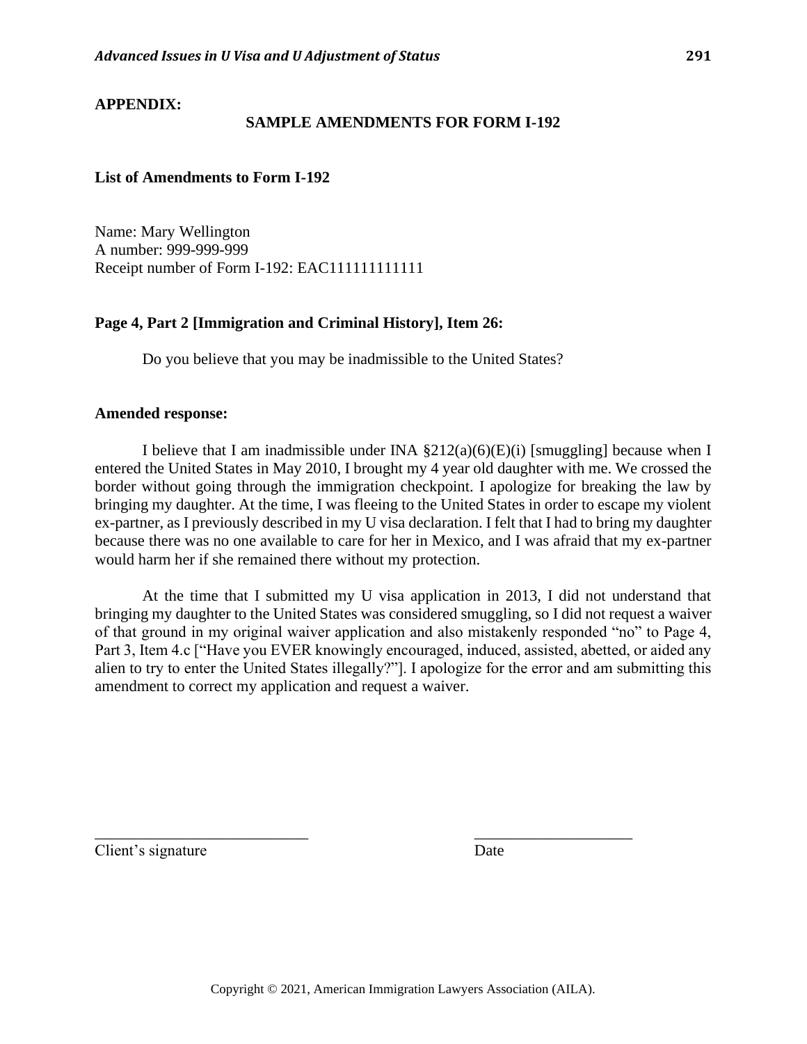**APPENDIX:**

**SAMPLE AMENDMENTS FOR FORM I-192**

**List of Amendments to Form I-192**

Name: Mary Wellington
A number: 999-999-999
Receipt number of Form I-192: EAC111111111111

**Page 4, Part 2 [Immigration and Criminal History], Item 26:**

Do you believe that you may be inadmissible to the United States?

**Amended response:**

I believe that I am inadmissible under INA §212(a)(6)(E)(i) [smuggling] because when I entered the United States in May 2010, I brought my 4 year old daughter with me. We crossed the border without going through the immigration checkpoint. I apologize for breaking the law by bringing my daughter. At the time, I was fleeing to the United States in order to escape my violent ex-partner, as I previously described in my U visa declaration. I felt that I had to bring my daughter because there was no one available to care for her in Mexico, and I was afraid that my ex-partner would harm her if she remained there without my protection.

At the time that I submitted my U visa application in 2013, I did not understand that bringing my daughter to the United States was considered smuggling, so I did not request a waiver of that ground in my original waiver application and also mistakenly responded "no" to Page 4, Part 3, Item 4.c ["Have you EVER knowingly encouraged, induced, assisted, abetted, or aided any alien to try to enter the United States illegally?"]. I apologize for the error and am submitting this amendment to correct my application and request a waiver.

___________________________ ____________________

Client's signature Date

Copyright © 2021, American Immigration Lawyers Association (AILA).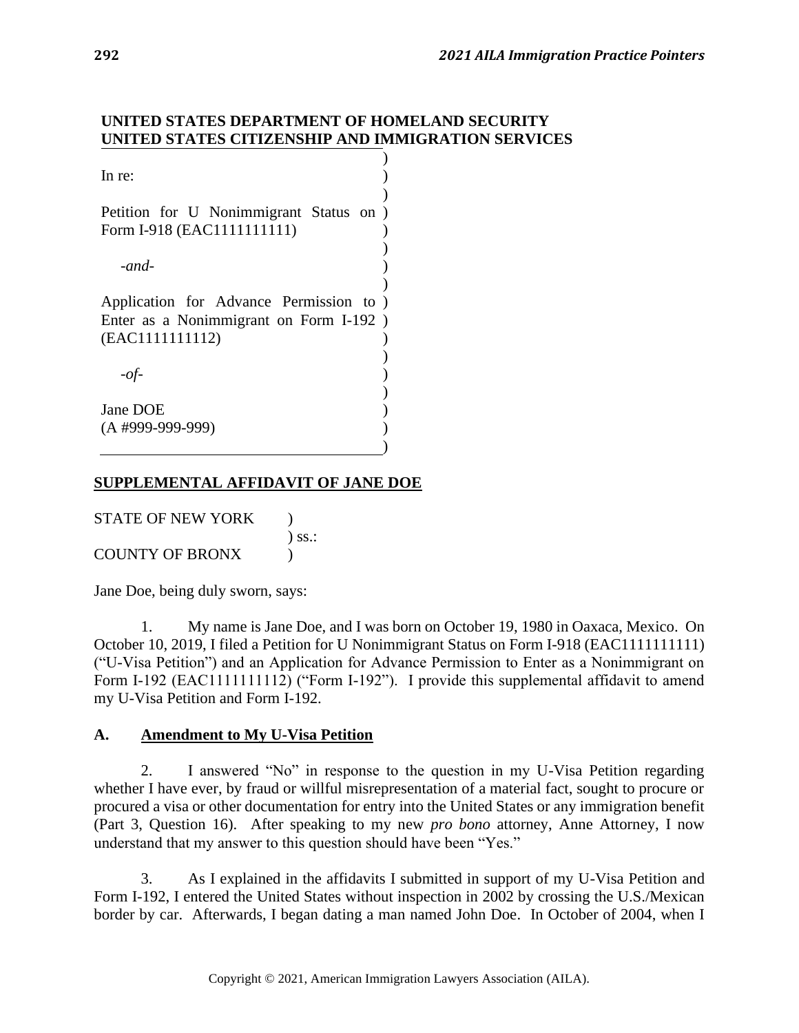**UNITED STATES DEPARTMENT OF HOMELAND SECURITY**
**UNITED STATES CITIZENSHIP AND IMMIGRATION SERVICES**

In re:

Petition for U Nonimmigrant Status on Form I-918 (EAC1111111111)

*-and-*

Application for Advance Permission to Enter as a Nonimmigrant on Form I-192 (EAC1111111112)

*-of-*

Jane DOE
(A #999-999-999)

**SUPPLEMENTAL AFFIDAVIT OF JANE DOE**

STATE OF NEW YORK )
) ss.:
COUNTY OF BRONX )

Jane Doe, being duly sworn, says:

1. My name is Jane Doe, and I was born on October 19, 1980 in Oaxaca, Mexico. On October 10, 2019, I filed a Petition for U Nonimmigrant Status on Form I-918 (EAC1111111111) ("U-Visa Petition") and an Application for Advance Permission to Enter as a Nonimmigrant on Form I-192 (EAC1111111112) ("Form I-192"). I provide this supplemental affidavit to amend my U-Visa Petition and Form I-192.

## A. Amendment to My U-Visa Petition

2. I answered "No" in response to the question in my U-Visa Petition regarding whether I have ever, by fraud or willful misrepresentation of a material fact, sought to procure or procured a visa or other documentation for entry into the United States or any immigration benefit (Part 3, Question 16). After speaking to my new *pro bono* attorney, Anne Attorney, I now understand that my answer to this question should have been "Yes."

3. As I explained in the affidavits I submitted in support of my U-Visa Petition and Form I-192, I entered the United States without inspection in 2002 by crossing the U.S./Mexican border by car. Afterwards, I began dating a man named John Doe. In October of 2004, when I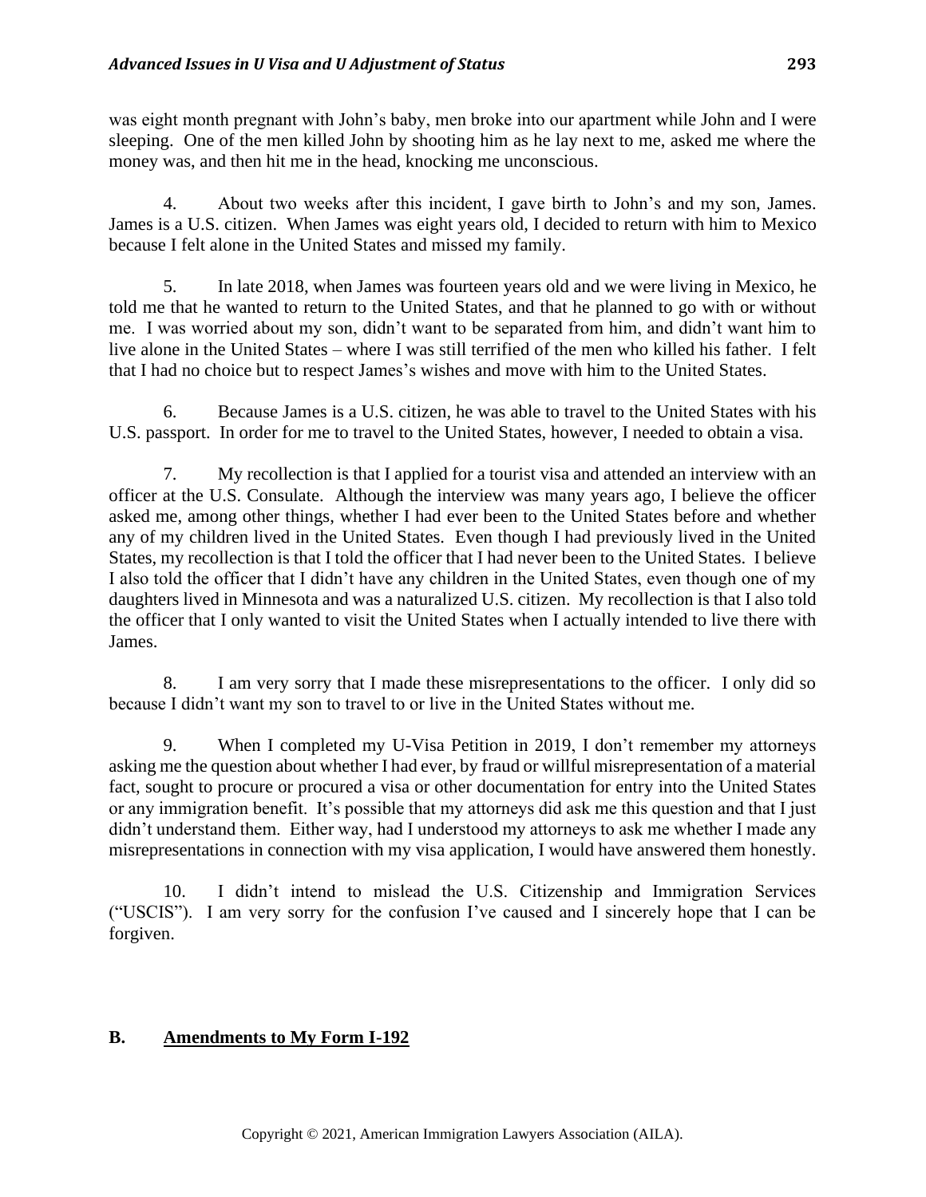was eight month pregnant with John's baby, men broke into our apartment while John and I were sleeping. One of the men killed John by shooting him as he lay next to me, asked me where the money was, and then hit me in the head, knocking me unconscious.

4. About two weeks after this incident, I gave birth to John's and my son, James. James is a U.S. citizen. When James was eight years old, I decided to return with him to Mexico because I felt alone in the United States and missed my family.

5. In late 2018, when James was fourteen years old and we were living in Mexico, he told me that he wanted to return to the United States, and that he planned to go with or without me. I was worried about my son, didn't want to be separated from him, and didn't want him to live alone in the United States – where I was still terrified of the men who killed his father. I felt that I had no choice but to respect James's wishes and move with him to the United States.

6. Because James is a U.S. citizen, he was able to travel to the United States with his U.S. passport. In order for me to travel to the United States, however, I needed to obtain a visa.

7. My recollection is that I applied for a tourist visa and attended an interview with an officer at the U.S. Consulate. Although the interview was many years ago, I believe the officer asked me, among other things, whether I had ever been to the United States before and whether any of my children lived in the United States. Even though I had previously lived in the United States, my recollection is that I told the officer that I had never been to the United States. I believe I also told the officer that I didn't have any children in the United States, even though one of my daughters lived in Minnesota and was a naturalized U.S. citizen. My recollection is that I also told the officer that I only wanted to visit the United States when I actually intended to live there with James.

8. I am very sorry that I made these misrepresentations to the officer. I only did so because I didn't want my son to travel to or live in the United States without me.

9. When I completed my U-Visa Petition in 2019, I don't remember my attorneys asking me the question about whether I had ever, by fraud or willful misrepresentation of a material fact, sought to procure or procured a visa or other documentation for entry into the United States or any immigration benefit. It's possible that my attorneys did ask me this question and that I just didn't understand them. Either way, had I understood my attorneys to ask me whether I made any misrepresentations in connection with my visa application, I would have answered them honestly.

10. I didn't intend to mislead the U.S. Citizenship and Immigration Services ("USCIS"). I am very sorry for the confusion I've caused and I sincerely hope that I can be forgiven.

## B. <u>Amendments to My Form I-192</u>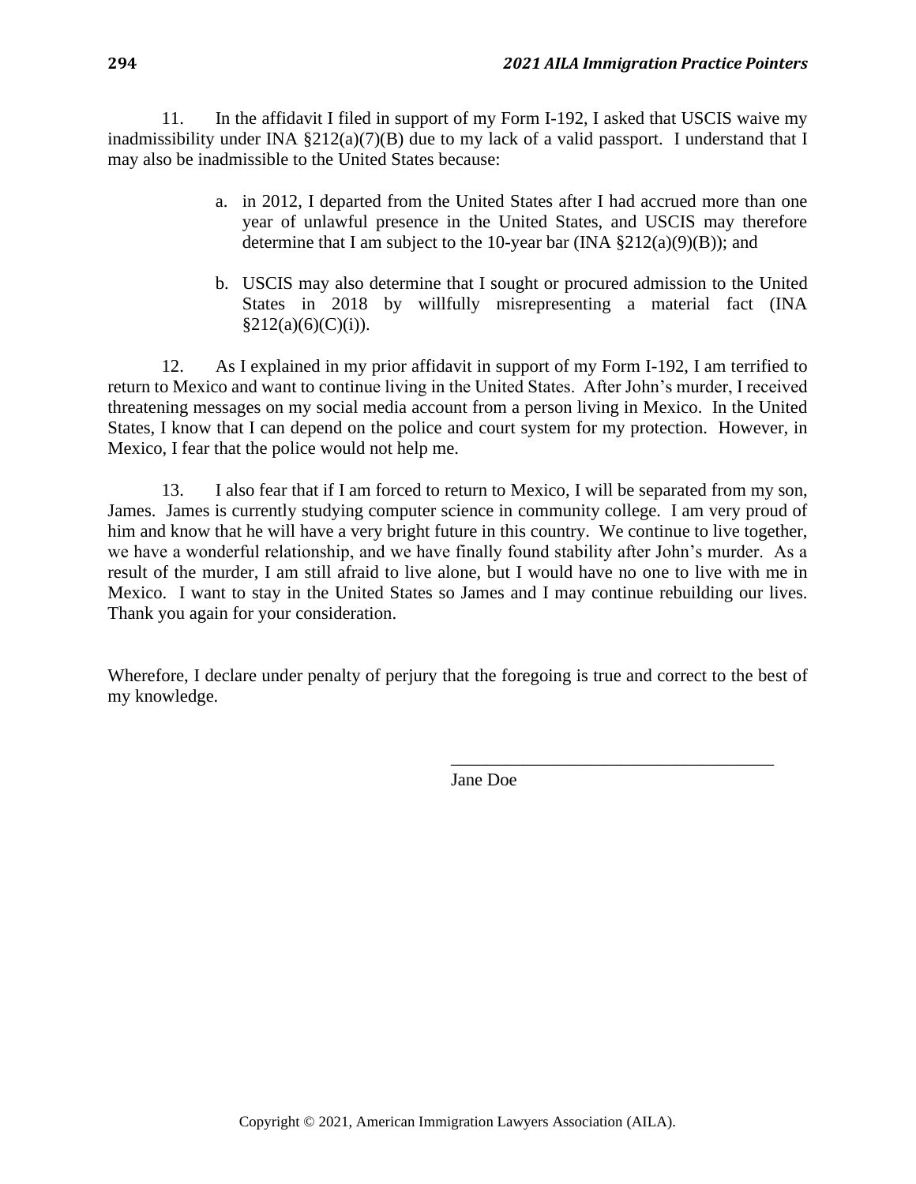11. In the affidavit I filed in support of my Form I-192, I asked that USCIS waive my inadmissibility under INA §212(a)(7)(B) due to my lack of a valid passport. I understand that I may also be inadmissible to the United States because:

a. in 2012, I departed from the United States after I had accrued more than one year of unlawful presence in the United States, and USCIS may therefore determine that I am subject to the 10-year bar (INA §212(a)(9)(B)); and

b. USCIS may also determine that I sought or procured admission to the United States in 2018 by willfully misrepresenting a material fact (INA §212(a)(6)(C)(i)).

12. As I explained in my prior affidavit in support of my Form I-192, I am terrified to return to Mexico and want to continue living in the United States. After John's murder, I received threatening messages on my social media account from a person living in Mexico. In the United States, I know that I can depend on the police and court system for my protection. However, in Mexico, I fear that the police would not help me.

13. I also fear that if I am forced to return to Mexico, I will be separated from my son, James. James is currently studying computer science in community college. I am very proud of him and know that he will have a very bright future in this country. We continue to live together, we have a wonderful relationship, and we have finally found stability after John's murder. As a result of the murder, I am still afraid to live alone, but I would have no one to live with me in Mexico. I want to stay in the United States so James and I may continue rebuilding our lives. Thank you again for your consideration.

Wherefore, I declare under penalty of perjury that the foregoing is true and correct to the best of my knowledge.

\_\_\_\_\_\_\_\_\_\_\_\_\_\_\_\_\_\_\_\_\_\_\_\_\_\_\_\_\_\_\_\_\_\_\_\_

Jane Doe